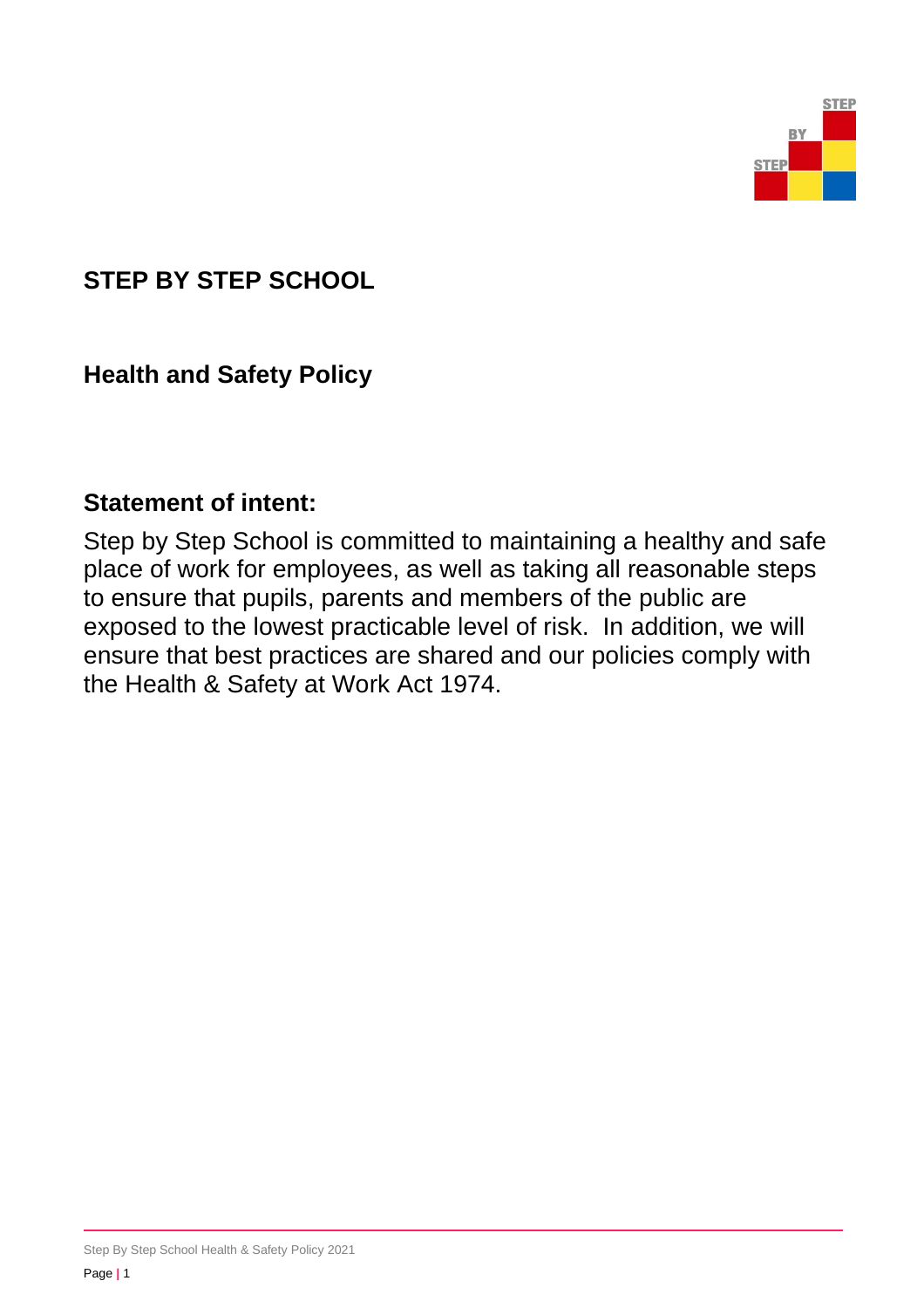# STEP BY STEP SCHOOL

## Health and Safety Policy

## Statement of intent:

Step by Step School is committed to maintaining a healthy and safe place of work for employees, as well as taking all reasonable steps to ensure that pupils, parents and members of the public are exposed to the lowest practicable level of risk. In addition, we will ensure that best practices are shared and our policies comply with the Health & Safety at Work Act 1974.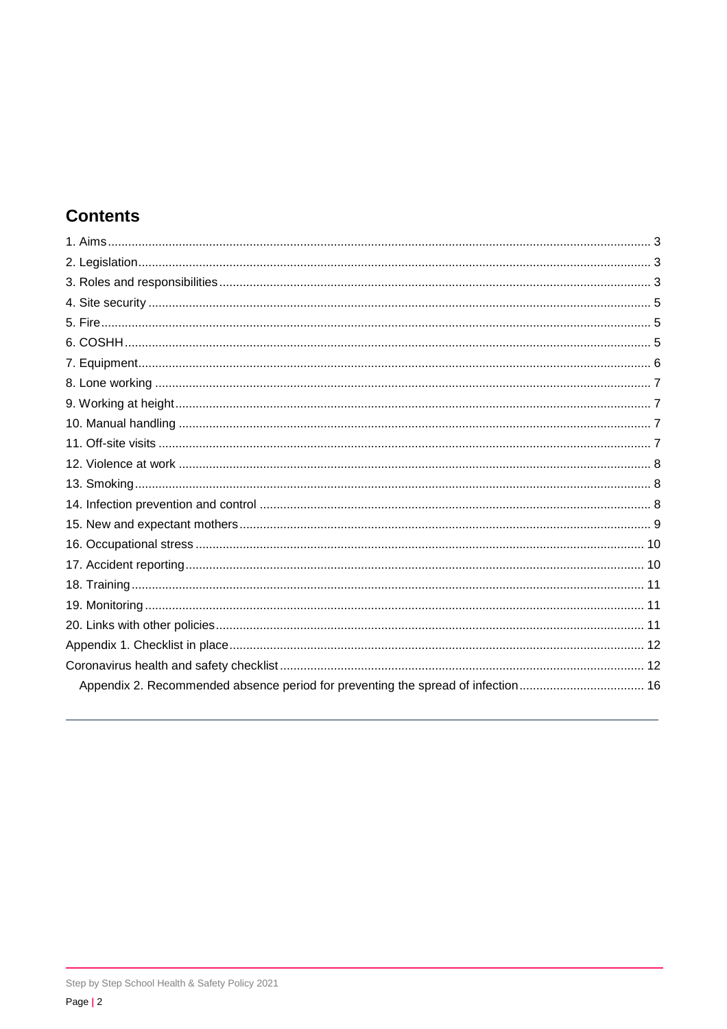## Contents

1. Aims .................................................................................................................................................. 3
2. Legislation ......................................................................................................................................... 3
3. Roles and responsibilities ................................................................................................................ 3
4. Site security ...................................................................................................................................... 5
5. Fire .................................................................................................................................................... 5
6. COSHH ............................................................................................................................................. 5
7. Equipment ......................................................................................................................................... 6
8. Lone working .................................................................................................................................... 7
9. Working at height ............................................................................................................................. 7
10. Manual handling ............................................................................................................................. 7
11. Off-site visits ................................................................................................................................... 7
12. Violence at work ............................................................................................................................. 8
13. Smoking .......................................................................................................................................... 8
14. Infection prevention and control ..................................................................................................... 8
15. New and expectant mothers ........................................................................................................... 9
16. Occupational stress ...................................................................................................................... 10
17. Accident reporting ......................................................................................................................... 10
18. Training ......................................................................................................................................... 11
19. Monitoring ..................................................................................................................................... 11
20. Links with other policies ................................................................................................................ 11

Appendix 1. Checklist in place ............................................................................................................ 12

Coronavirus health and safety checklist .............................................................................................. 12

Appendix 2. Recommended absence period for preventing the spread of infection ........................... 16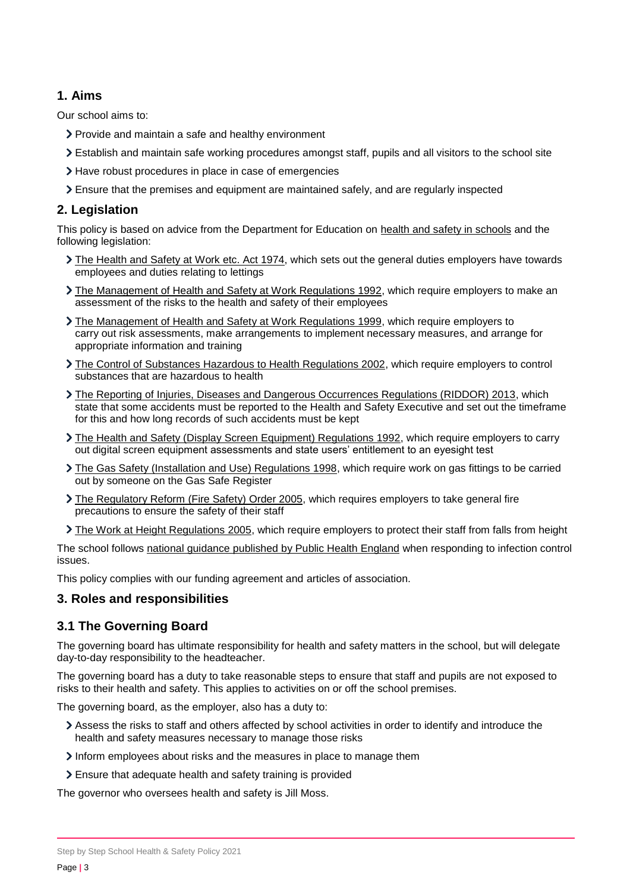## 1. Aims

Our school aims to:

- Provide and maintain a safe and healthy environment
- Establish and maintain safe working procedures amongst staff, pupils and all visitors to the school site
- Have robust procedures in place in case of emergencies
- Ensure that the premises and equipment are maintained safely, and are regularly inspected

## 2. Legislation

This policy is based on advice from the Department for Education on health and safety in schools and the following legislation:

- The Health and Safety at Work etc. Act 1974, which sets out the general duties employers have towards employees and duties relating to lettings
- The Management of Health and Safety at Work Regulations 1992, which require employers to make an assessment of the risks to the health and safety of their employees
- The Management of Health and Safety at Work Regulations 1999, which require employers to carry out risk assessments, make arrangements to implement necessary measures, and arrange for appropriate information and training
- The Control of Substances Hazardous to Health Regulations 2002, which require employers to control substances that are hazardous to health
- The Reporting of Injuries, Diseases and Dangerous Occurrences Regulations (RIDDOR) 2013, which state that some accidents must be reported to the Health and Safety Executive and set out the timeframe for this and how long records of such accidents must be kept
- The Health and Safety (Display Screen Equipment) Regulations 1992, which require employers to carry out digital screen equipment assessments and state users' entitlement to an eyesight test
- The Gas Safety (Installation and Use) Regulations 1998, which require work on gas fittings to be carried out by someone on the Gas Safe Register
- The Regulatory Reform (Fire Safety) Order 2005, which requires employers to take general fire precautions to ensure the safety of their staff
- The Work at Height Regulations 2005, which require employers to protect their staff from falls from height

The school follows national guidance published by Public Health England when responding to infection control issues.

This policy complies with our funding agreement and articles of association.

## 3. Roles and responsibilities

### 3.1 The Governing Board

The governing board has ultimate responsibility for health and safety matters in the school, but will delegate day-to-day responsibility to the headteacher.

The governing board has a duty to take reasonable steps to ensure that staff and pupils are not exposed to risks to their health and safety. This applies to activities on or off the school premises.

The governing board, as the employer, also has a duty to:

- Assess the risks to staff and others affected by school activities in order to identify and introduce the health and safety measures necessary to manage those risks
- Inform employees about risks and the measures in place to manage them
- Ensure that adequate health and safety training is provided

The governor who oversees health and safety is Jill Moss.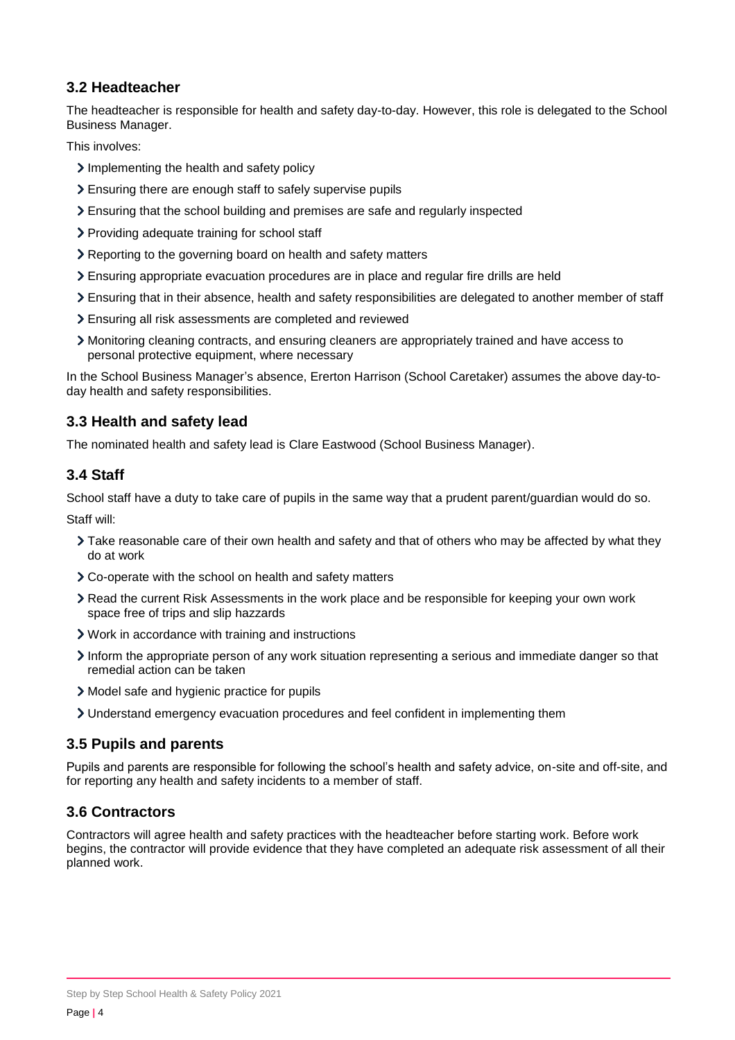## 3.2 Headteacher

The headteacher is responsible for health and safety day-to-day. However, this role is delegated to the School Business Manager.

This involves:

- Implementing the health and safety policy
- Ensuring there are enough staff to safely supervise pupils
- Ensuring that the school building and premises are safe and regularly inspected
- Providing adequate training for school staff
- Reporting to the governing board on health and safety matters
- Ensuring appropriate evacuation procedures are in place and regular fire drills are held
- Ensuring that in their absence, health and safety responsibilities are delegated to another member of staff
- Ensuring all risk assessments are completed and reviewed
- Monitoring cleaning contracts, and ensuring cleaners are appropriately trained and have access to personal protective equipment, where necessary

In the School Business Manager's absence, Ererton Harrison (School Caretaker) assumes the above day-to-day health and safety responsibilities.

## 3.3 Health and safety lead

The nominated health and safety lead is Clare Eastwood (School Business Manager).

## 3.4 Staff

School staff have a duty to take care of pupils in the same way that a prudent parent/guardian would do so.

Staff will:

- Take reasonable care of their own health and safety and that of others who may be affected by what they do at work
- Co-operate with the school on health and safety matters
- Read the current Risk Assessments in the work place and be responsible for keeping your own work space free of trips and slip hazzards
- Work in accordance with training and instructions
- Inform the appropriate person of any work situation representing a serious and immediate danger so that remedial action can be taken
- Model safe and hygienic practice for pupils
- Understand emergency evacuation procedures and feel confident in implementing them

## 3.5 Pupils and parents

Pupils and parents are responsible for following the school's health and safety advice, on-site and off-site, and for reporting any health and safety incidents to a member of staff.

## 3.6 Contractors

Contractors will agree health and safety practices with the headteacher before starting work. Before work begins, the contractor will provide evidence that they have completed an adequate risk assessment of all their planned work.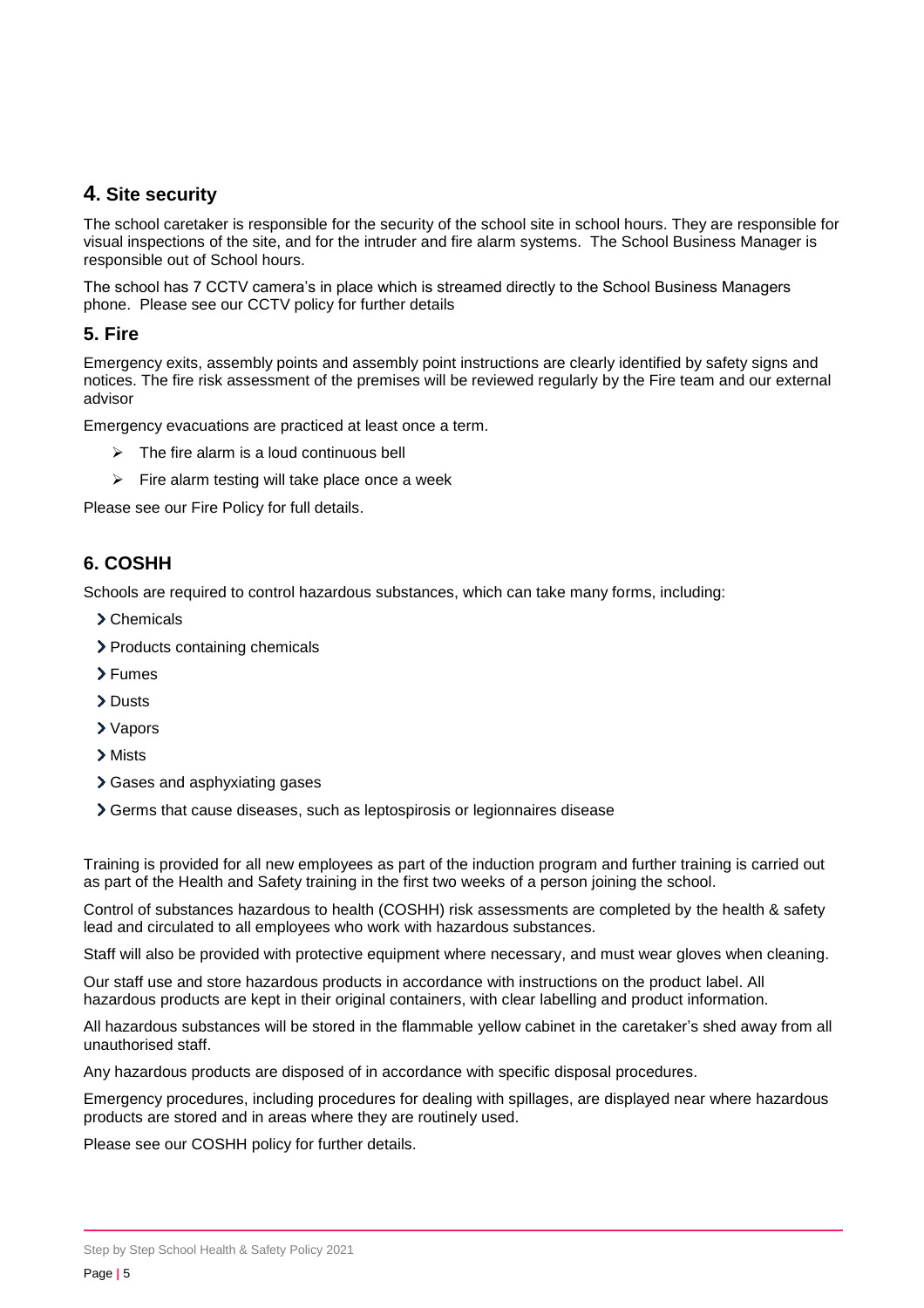## 4. Site security

The school caretaker is responsible for the security of the school site in school hours. They are responsible for visual inspections of the site, and for the intruder and fire alarm systems. The School Business Manager is responsible out of School hours.

The school has 7 CCTV camera's in place which is streamed directly to the School Business Managers phone. Please see our CCTV policy for further details

## 5. Fire

Emergency exits, assembly points and assembly point instructions are clearly identified by safety signs and notices. The fire risk assessment of the premises will be reviewed regularly by the Fire team and our external advisor

Emergency evacuations are practiced at least once a term.

- The fire alarm is a loud continuous bell
- Fire alarm testing will take place once a week

Please see our Fire Policy for full details.

## 6. COSHH

Schools are required to control hazardous substances, which can take many forms, including:

- Chemicals
- Products containing chemicals
- Fumes
- Dusts
- Vapors
- Mists
- Gases and asphyxiating gases
- Germs that cause diseases, such as leptospirosis or legionnaires disease

Training is provided for all new employees as part of the induction program and further training is carried out as part of the Health and Safety training in the first two weeks of a person joining the school.

Control of substances hazardous to health (COSHH) risk assessments are completed by the health & safety lead and circulated to all employees who work with hazardous substances.

Staff will also be provided with protective equipment where necessary, and must wear gloves when cleaning.

Our staff use and store hazardous products in accordance with instructions on the product label. All hazardous products are kept in their original containers, with clear labelling and product information.

All hazardous substances will be stored in the flammable yellow cabinet in the caretaker's shed away from all unauthorised staff.

Any hazardous products are disposed of in accordance with specific disposal procedures.

Emergency procedures, including procedures for dealing with spillages, are displayed near where hazardous products are stored and in areas where they are routinely used.

Please see our COSHH policy for further details.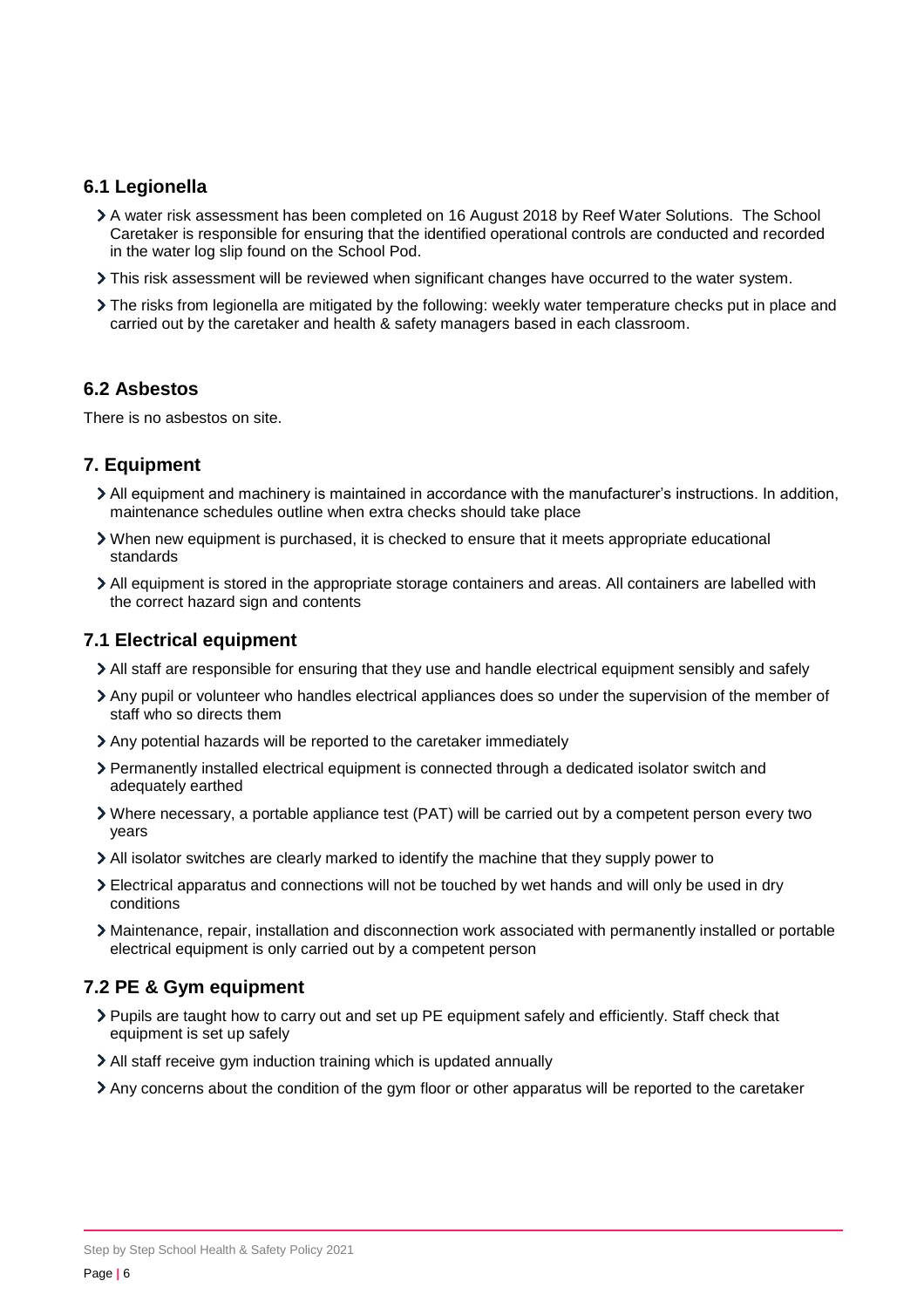### 6.1 Legionella

- A water risk assessment has been completed on 16 August 2018 by Reef Water Solutions. The School Caretaker is responsible for ensuring that the identified operational controls are conducted and recorded in the water log slip found on the School Pod.
- This risk assessment will be reviewed when significant changes have occurred to the water system.
- The risks from legionella are mitigated by the following: weekly water temperature checks put in place and carried out by the caretaker and health & safety managers based in each classroom.

### 6.2 Asbestos

There is no asbestos on site.

## 7. Equipment

- All equipment and machinery is maintained in accordance with the manufacturer's instructions. In addition, maintenance schedules outline when extra checks should take place
- When new equipment is purchased, it is checked to ensure that it meets appropriate educational standards
- All equipment is stored in the appropriate storage containers and areas. All containers are labelled with the correct hazard sign and contents

### 7.1 Electrical equipment

- All staff are responsible for ensuring that they use and handle electrical equipment sensibly and safely
- Any pupil or volunteer who handles electrical appliances does so under the supervision of the member of staff who so directs them
- Any potential hazards will be reported to the caretaker immediately
- Permanently installed electrical equipment is connected through a dedicated isolator switch and adequately earthed
- Where necessary, a portable appliance test (PAT) will be carried out by a competent person every two years
- All isolator switches are clearly marked to identify the machine that they supply power to
- Electrical apparatus and connections will not be touched by wet hands and will only be used in dry conditions
- Maintenance, repair, installation and disconnection work associated with permanently installed or portable electrical equipment is only carried out by a competent person

### 7.2 PE & Gym equipment

- Pupils are taught how to carry out and set up PE equipment safely and efficiently. Staff check that equipment is set up safely
- All staff receive gym induction training which is updated annually
- Any concerns about the condition of the gym floor or other apparatus will be reported to the caretaker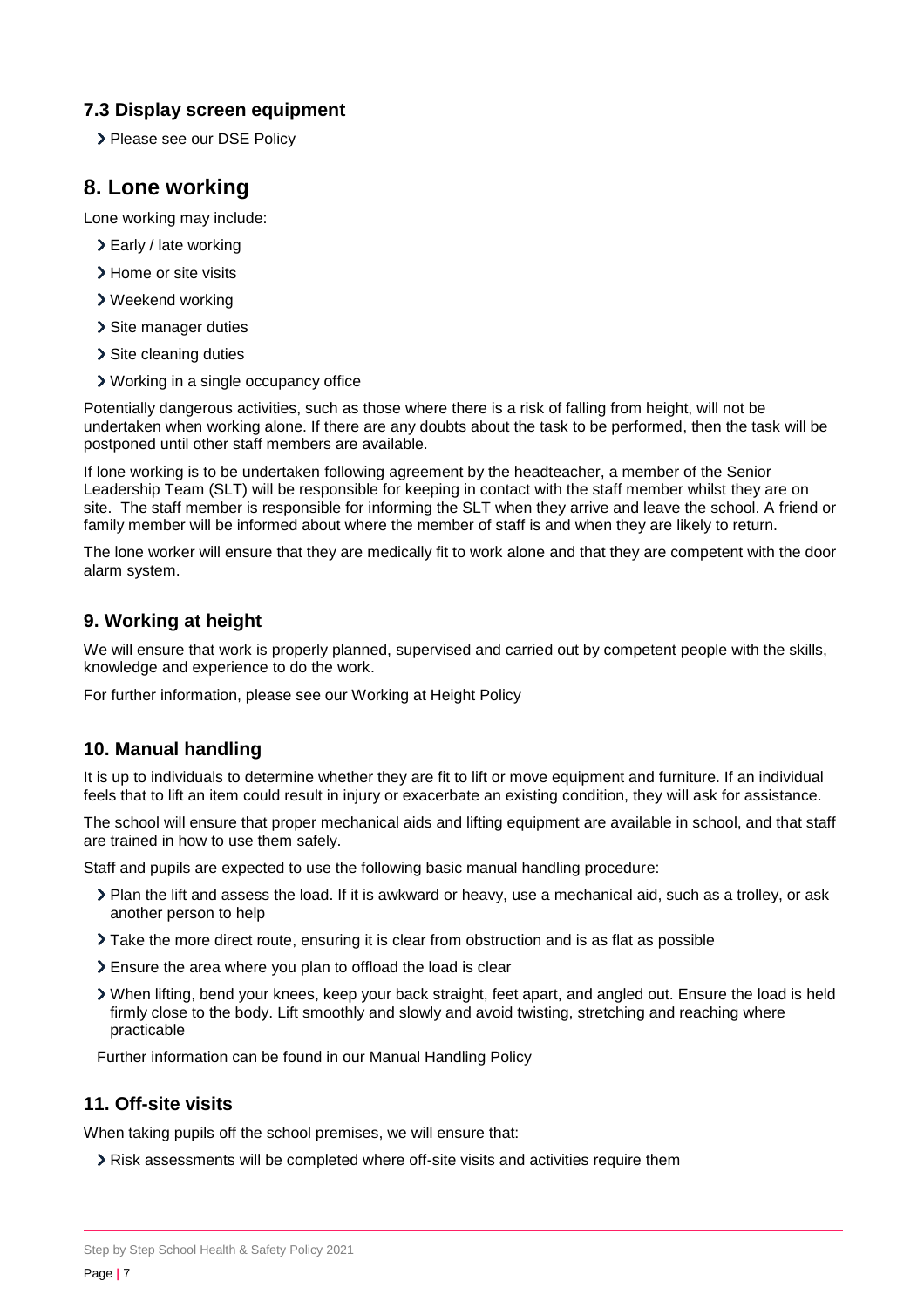### 7.3 Display screen equipment

- Please see our DSE Policy

## 8. Lone working

Lone working may include:

- Early / late working
- Home or site visits
- Weekend working
- Site manager duties
- Site cleaning duties
- Working in a single occupancy office

Potentially dangerous activities, such as those where there is a risk of falling from height, will not be undertaken when working alone. If there are any doubts about the task to be performed, then the task will be postponed until other staff members are available.

If lone working is to be undertaken following agreement by the headteacher, a member of the Senior Leadership Team (SLT) will be responsible for keeping in contact with the staff member whilst they are on site. The staff member is responsible for informing the SLT when they arrive and leave the school. A friend or family member will be informed about where the member of staff is and when they are likely to return.

The lone worker will ensure that they are medically fit to work alone and that they are competent with the door alarm system.

### 9. Working at height

We will ensure that work is properly planned, supervised and carried out by competent people with the skills, knowledge and experience to do the work.

For further information, please see our Working at Height Policy

### 10. Manual handling

It is up to individuals to determine whether they are fit to lift or move equipment and furniture. If an individual feels that to lift an item could result in injury or exacerbate an existing condition, they will ask for assistance.

The school will ensure that proper mechanical aids and lifting equipment are available in school, and that staff are trained in how to use them safely.

Staff and pupils are expected to use the following basic manual handling procedure:

- Plan the lift and assess the load. If it is awkward or heavy, use a mechanical aid, such as a trolley, or ask another person to help
- Take the more direct route, ensuring it is clear from obstruction and is as flat as possible
- Ensure the area where you plan to offload the load is clear
- When lifting, bend your knees, keep your back straight, feet apart, and angled out. Ensure the load is held firmly close to the body. Lift smoothly and slowly and avoid twisting, stretching and reaching where practicable

Further information can be found in our Manual Handling Policy

### 11. Off-site visits

When taking pupils off the school premises, we will ensure that:

- Risk assessments will be completed where off-site visits and activities require them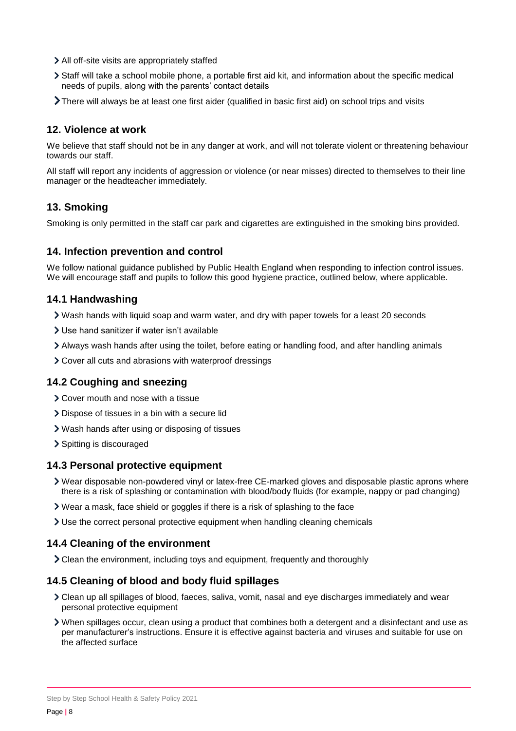- All off-site visits are appropriately staffed
- Staff will take a school mobile phone, a portable first aid kit, and information about the specific medical needs of pupils, along with the parents' contact details
- There will always be at least one first aider (qualified in basic first aid) on school trips and visits

## 12. Violence at work

We believe that staff should not be in any danger at work, and will not tolerate violent or threatening behaviour towards our staff.

All staff will report any incidents of aggression or violence (or near misses) directed to themselves to their line manager or the headteacher immediately.

## 13. Smoking

Smoking is only permitted in the staff car park and cigarettes are extinguished in the smoking bins provided.

## 14. Infection prevention and control

We follow national guidance published by Public Health England when responding to infection control issues. We will encourage staff and pupils to follow this good hygiene practice, outlined below, where applicable.

### 14.1 Handwashing

- Wash hands with liquid soap and warm water, and dry with paper towels for a least 20 seconds
- Use hand sanitizer if water isn't available
- Always wash hands after using the toilet, before eating or handling food, and after handling animals
- Cover all cuts and abrasions with waterproof dressings

### 14.2 Coughing and sneezing

- Cover mouth and nose with a tissue
- Dispose of tissues in a bin with a secure lid
- Wash hands after using or disposing of tissues
- Spitting is discouraged

### 14.3 Personal protective equipment

- Wear disposable non-powdered vinyl or latex-free CE-marked gloves and disposable plastic aprons where there is a risk of splashing or contamination with blood/body fluids (for example, nappy or pad changing)
- Wear a mask, face shield or goggles if there is a risk of splashing to the face
- Use the correct personal protective equipment when handling cleaning chemicals

### 14.4 Cleaning of the environment

- Clean the environment, including toys and equipment, frequently and thoroughly

### 14.5 Cleaning of blood and body fluid spillages

- Clean up all spillages of blood, faeces, saliva, vomit, nasal and eye discharges immediately and wear personal protective equipment
- When spillages occur, clean using a product that combines both a detergent and a disinfectant and use as per manufacturer's instructions. Ensure it is effective against bacteria and viruses and suitable for use on the affected surface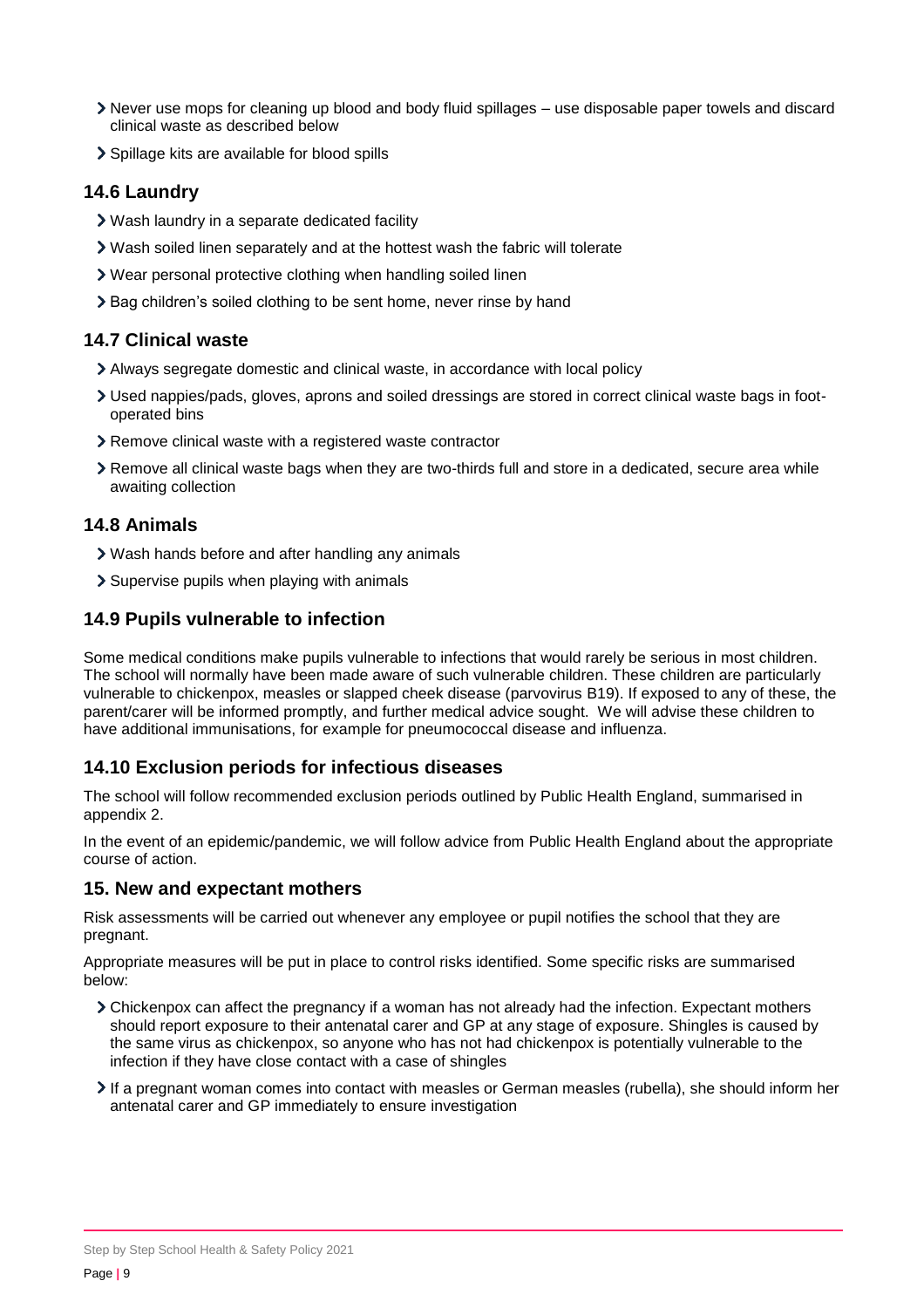- Never use mops for cleaning up blood and body fluid spillages – use disposable paper towels and discard clinical waste as described below
- Spillage kits are available for blood spills

### 14.6 Laundry

- Wash laundry in a separate dedicated facility
- Wash soiled linen separately and at the hottest wash the fabric will tolerate
- Wear personal protective clothing when handling soiled linen
- Bag children's soiled clothing to be sent home, never rinse by hand

### 14.7 Clinical waste

- Always segregate domestic and clinical waste, in accordance with local policy
- Used nappies/pads, gloves, aprons and soiled dressings are stored in correct clinical waste bags in foot-operated bins
- Remove clinical waste with a registered waste contractor
- Remove all clinical waste bags when they are two-thirds full and store in a dedicated, secure area while awaiting collection

### 14.8 Animals

- Wash hands before and after handling any animals
- Supervise pupils when playing with animals

### 14.9 Pupils vulnerable to infection

Some medical conditions make pupils vulnerable to infections that would rarely be serious in most children. The school will normally have been made aware of such vulnerable children. These children are particularly vulnerable to chickenpox, measles or slapped cheek disease (parvovirus B19). If exposed to any of these, the parent/carer will be informed promptly, and further medical advice sought. We will advise these children to have additional immunisations, for example for pneumococcal disease and influenza.

### 14.10 Exclusion periods for infectious diseases

The school will follow recommended exclusion periods outlined by Public Health England, summarised in appendix 2.

In the event of an epidemic/pandemic, we will follow advice from Public Health England about the appropriate course of action.

## 15. New and expectant mothers

Risk assessments will be carried out whenever any employee or pupil notifies the school that they are pregnant.

Appropriate measures will be put in place to control risks identified. Some specific risks are summarised below:

- Chickenpox can affect the pregnancy if a woman has not already had the infection. Expectant mothers should report exposure to their antenatal carer and GP at any stage of exposure. Shingles is caused by the same virus as chickenpox, so anyone who has not had chickenpox is potentially vulnerable to the infection if they have close contact with a case of shingles
- If a pregnant woman comes into contact with measles or German measles (rubella), she should inform her antenatal carer and GP immediately to ensure investigation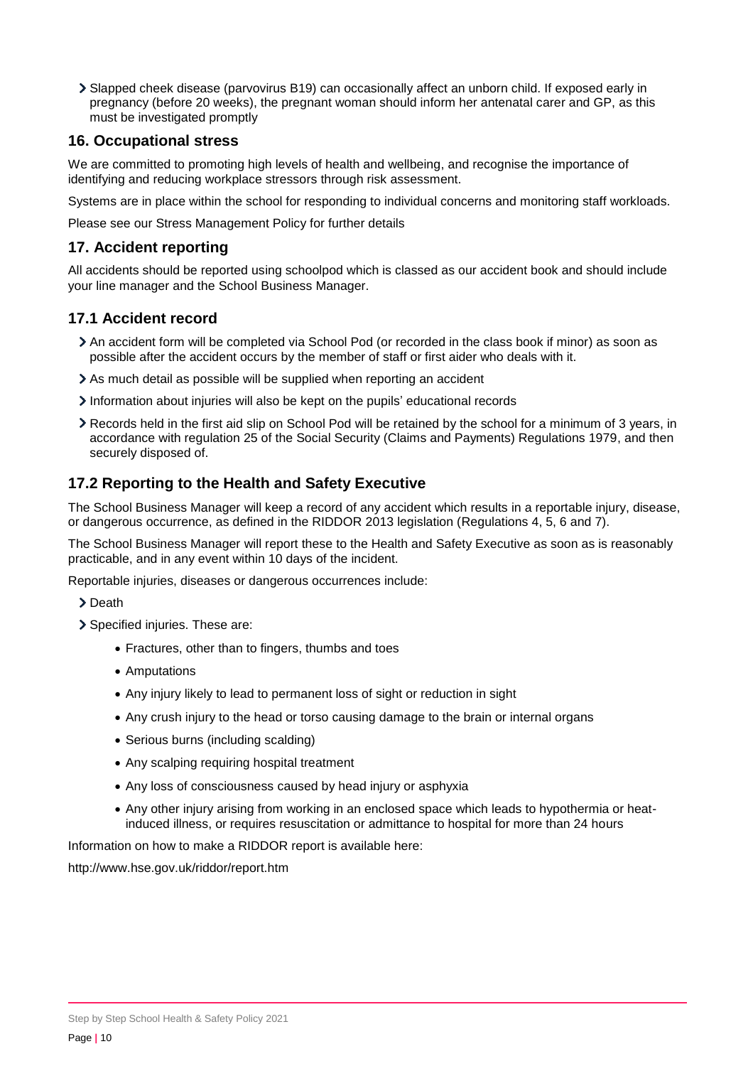- Slapped cheek disease (parvovirus B19) can occasionally affect an unborn child. If exposed early in pregnancy (before 20 weeks), the pregnant woman should inform her antenatal carer and GP, as this must be investigated promptly

## 16. Occupational stress

We are committed to promoting high levels of health and wellbeing, and recognise the importance of identifying and reducing workplace stressors through risk assessment.

Systems are in place within the school for responding to individual concerns and monitoring staff workloads.

Please see our Stress Management Policy for further details

## 17. Accident reporting

All accidents should be reported using schoolpod which is classed as our accident book and should include your line manager and the School Business Manager.

### 17.1 Accident record

- An accident form will be completed via School Pod (or recorded in the class book if minor) as soon as possible after the accident occurs by the member of staff or first aider who deals with it.
- As much detail as possible will be supplied when reporting an accident
- Information about injuries will also be kept on the pupils' educational records
- Records held in the first aid slip on School Pod will be retained by the school for a minimum of 3 years, in accordance with regulation 25 of the Social Security (Claims and Payments) Regulations 1979, and then securely disposed of.

### 17.2 Reporting to the Health and Safety Executive

The School Business Manager will keep a record of any accident which results in a reportable injury, disease, or dangerous occurrence, as defined in the RIDDOR 2013 legislation (Regulations 4, 5, 6 and 7).

The School Business Manager will report these to the Health and Safety Executive as soon as is reasonably practicable, and in any event within 10 days of the incident.

Reportable injuries, diseases or dangerous occurrences include:

- Death
- Specified injuries. These are:
  - Fractures, other than to fingers, thumbs and toes
  - Amputations
  - Any injury likely to lead to permanent loss of sight or reduction in sight
  - Any crush injury to the head or torso causing damage to the brain or internal organs
  - Serious burns (including scalding)
  - Any scalping requiring hospital treatment
  - Any loss of consciousness caused by head injury or asphyxia
  - Any other injury arising from working in an enclosed space which leads to hypothermia or heat-induced illness, or requires resuscitation or admittance to hospital for more than 24 hours

Information on how to make a RIDDOR report is available here:

http://www.hse.gov.uk/riddor/report.htm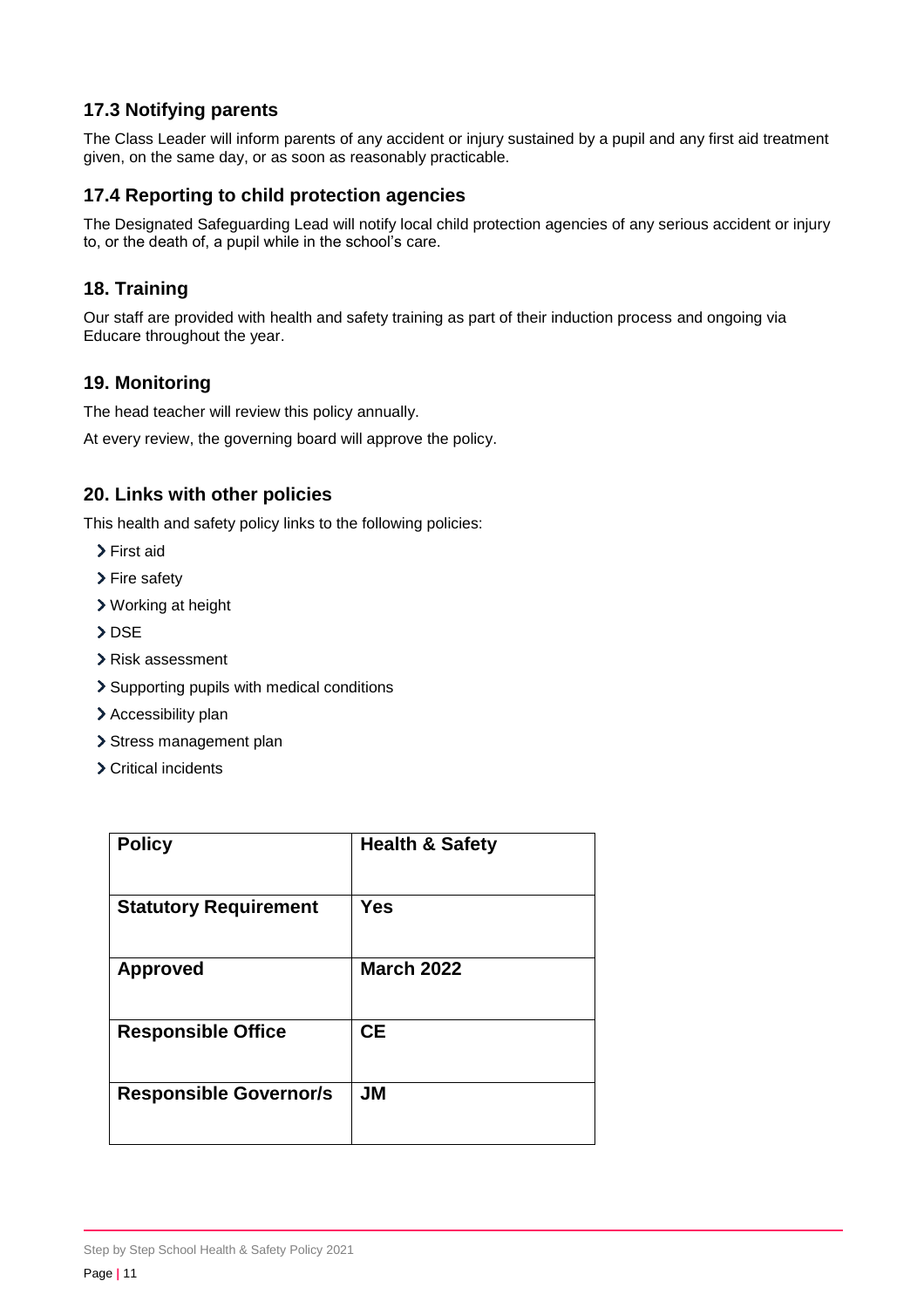### 17.3 Notifying parents

The Class Leader will inform parents of any accident or injury sustained by a pupil and any first aid treatment given, on the same day, or as soon as reasonably practicable.

### 17.4 Reporting to child protection agencies

The Designated Safeguarding Lead will notify local child protection agencies of any serious accident or injury to, or the death of, a pupil while in the school's care.

## 18. Training

Our staff are provided with health and safety training as part of their induction process and ongoing via Educare throughout the year.

## 19. Monitoring

The head teacher will review this policy annually.

At every review, the governing board will approve the policy.

## 20. Links with other policies

This health and safety policy links to the following policies:

- First aid
- Fire safety
- Working at height
- DSE
- Risk assessment
- Supporting pupils with medical conditions
- Accessibility plan
- Stress management plan
- Critical incidents

| **Policy** | **Health & Safety** |
|---|---|
| **Statutory Requirement** | **Yes** |
| **Approved** | **March 2022** |
| **Responsible Office** | **CE** |
| **Responsible Governor/s** | **JM** |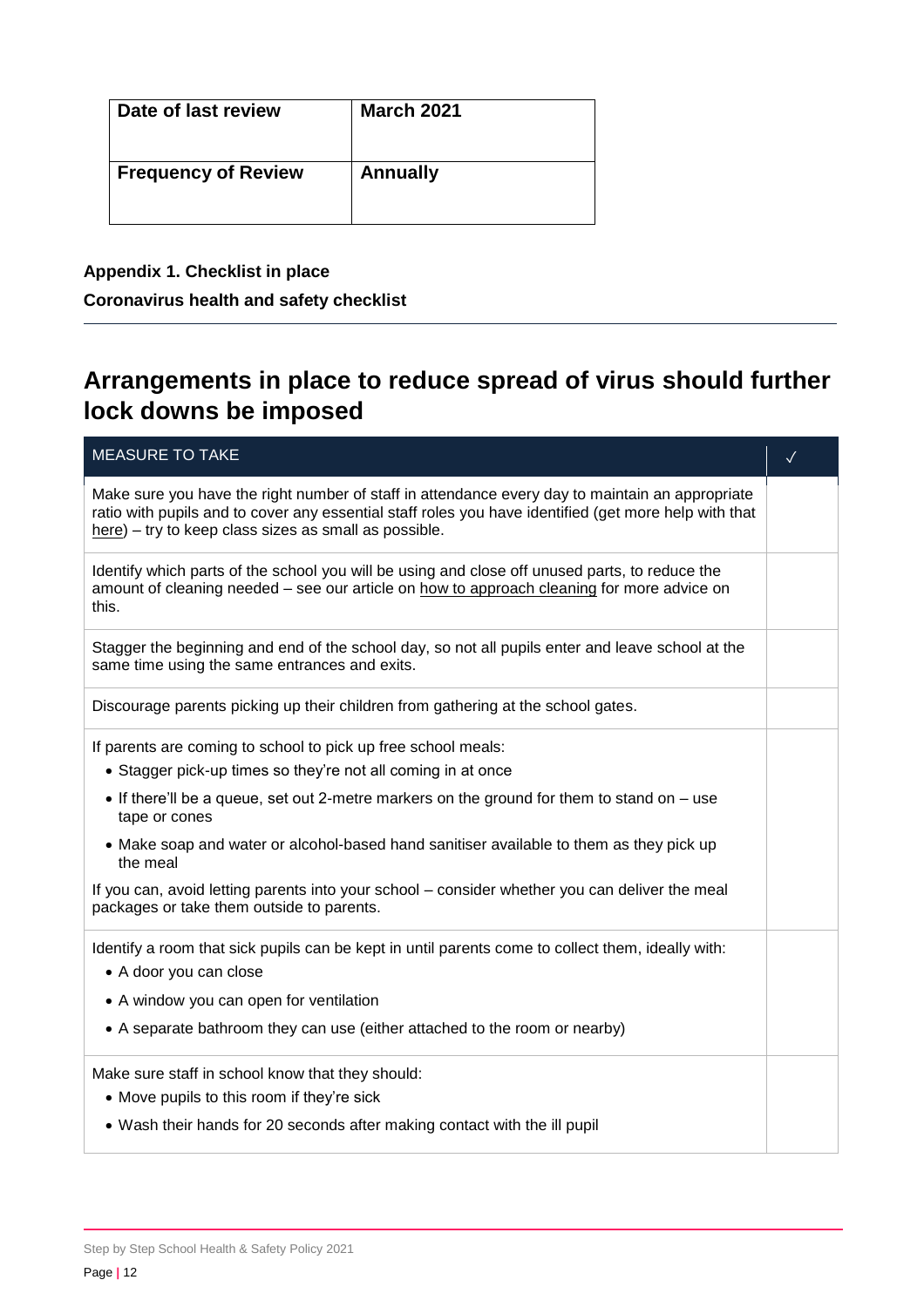| Date of last review | March 2021 |
|---|---|
| **Frequency of Review** | **Annually** |

**Appendix 1. Checklist in place**

**Coronavirus health and safety checklist**

## Arrangements in place to reduce spread of virus should further lock downs be imposed

| MEASURE TO TAKE | ✓ |
|---|---|
| Make sure you have the right number of staff in attendance every day to maintain an appropriate ratio with pupils and to cover any essential staff roles you have identified (get more help with that here) – try to keep class sizes as small as possible. | |
| Identify which parts of the school you will be using and close off unused parts, to reduce the amount of cleaning needed – see our article on how to approach cleaning for more advice on this. | |
| Stagger the beginning and end of the school day, so not all pupils enter and leave school at the same time using the same entrances and exits. | |
| Discourage parents picking up their children from gathering at the school gates. | |
| If parents are coming to school to pick up free school meals:<br>• Stagger pick-up times so they're not all coming in at once<br>• If there'll be a queue, set out 2-metre markers on the ground for them to stand on – use tape or cones<br>• Make soap and water or alcohol-based hand sanitiser available to them as they pick up the meal<br>If you can, avoid letting parents into your school – consider whether you can deliver the meal packages or take them outside to parents. | |
| Identify a room that sick pupils can be kept in until parents come to collect them, ideally with:<br>• A door you can close<br>• A window you can open for ventilation<br>• A separate bathroom they can use (either attached to the room or nearby) | |
| Make sure staff in school know that they should:<br>• Move pupils to this room if they're sick<br>• Wash their hands for 20 seconds after making contact with the ill pupil | |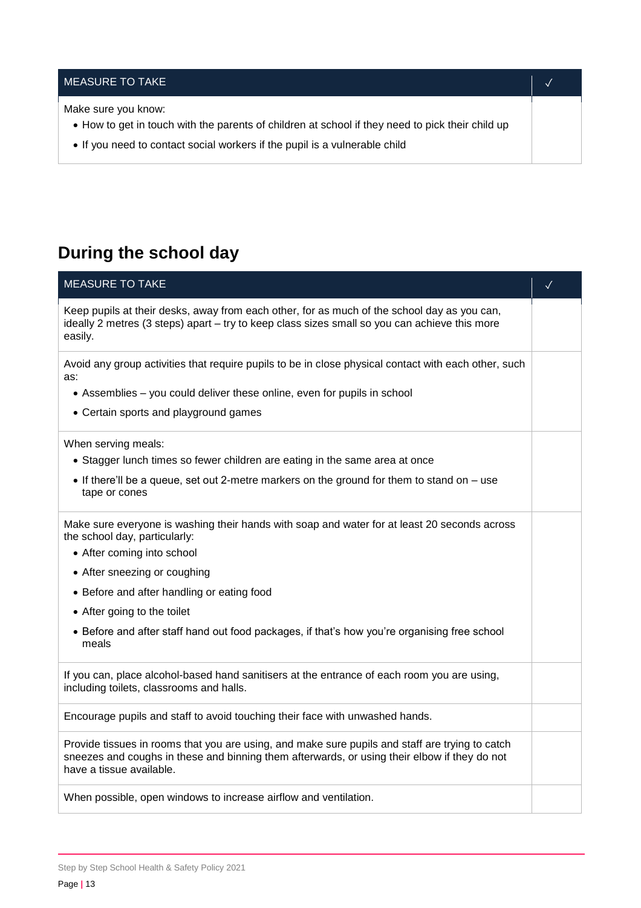| MEASURE TO TAKE | ✓ |
| --- | --- |
| Make sure you know:<br>• How to get in touch with the parents of children at school if they need to pick their child up<br>• If you need to contact social workers if the pupil is a vulnerable child | |

## During the school day

| MEASURE TO TAKE | ✓ |
| --- | --- |
| Keep pupils at their desks, away from each other, for as much of the school day as you can, ideally 2 metres (3 steps) apart – try to keep class sizes small so you can achieve this more easily. | |
| Avoid any group activities that require pupils to be in close physical contact with each other, such as:<br>• Assemblies – you could deliver these online, even for pupils in school<br>• Certain sports and playground games | |
| When serving meals:<br>• Stagger lunch times so fewer children are eating in the same area at once<br>• If there'll be a queue, set out 2-metre markers on the ground for them to stand on – use tape or cones | |
| Make sure everyone is washing their hands with soap and water for at least 20 seconds across the school day, particularly:<br>• After coming into school<br>• After sneezing or coughing<br>• Before and after handling or eating food<br>• After going to the toilet<br>• Before and after staff hand out food packages, if that's how you're organising free school meals | |
| If you can, place alcohol-based hand sanitisers at the entrance of each room you are using, including toilets, classrooms and halls. | |
| Encourage pupils and staff to avoid touching their face with unwashed hands. | |
| Provide tissues in rooms that you are using, and make sure pupils and staff are trying to catch sneezes and coughs in these and binning them afterwards, or using their elbow if they do not have a tissue available. | |
| When possible, open windows to increase airflow and ventilation. | |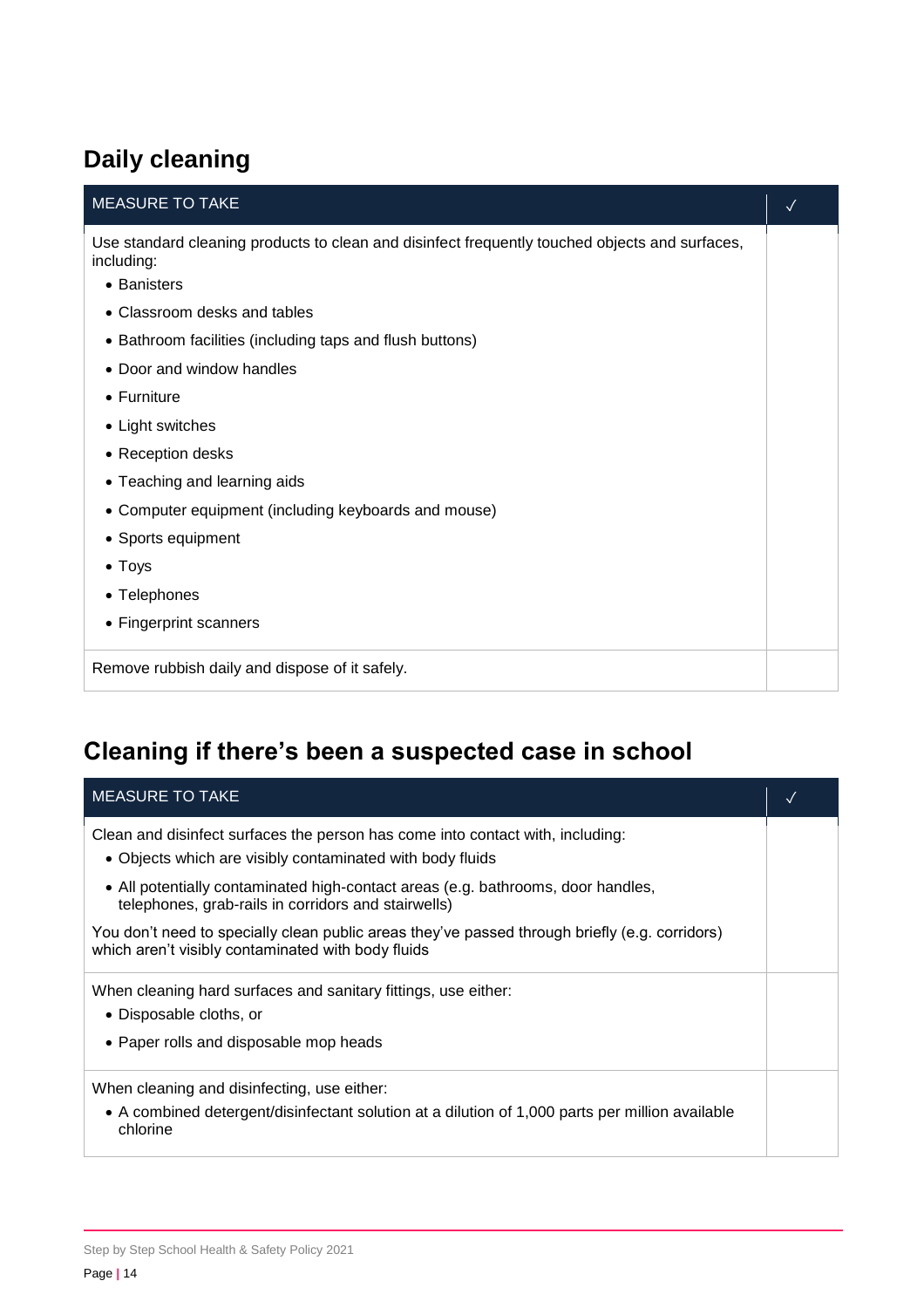## Daily cleaning

| MEASURE TO TAKE | ✓ |
| --- | --- |
| Use standard cleaning products to clean and disinfect frequently touched objects and surfaces, including:<br>• Banisters<br>• Classroom desks and tables<br>• Bathroom facilities (including taps and flush buttons)<br>• Door and window handles<br>• Furniture<br>• Light switches<br>• Reception desks<br>• Teaching and learning aids<br>• Computer equipment (including keyboards and mouse)<br>• Sports equipment<br>• Toys<br>• Telephones<br>• Fingerprint scanners | |
| Remove rubbish daily and dispose of it safely. | |

## Cleaning if there's been a suspected case in school

| MEASURE TO TAKE | ✓ |
| --- | --- |
| Clean and disinfect surfaces the person has come into contact with, including:<br>• Objects which are visibly contaminated with body fluids<br>• All potentially contaminated high-contact areas (e.g. bathrooms, door handles, telephones, grab-rails in corridors and stairwells)<br>You don't need to specially clean public areas they've passed through briefly (e.g. corridors) which aren't visibly contaminated with body fluids | |
| When cleaning hard surfaces and sanitary fittings, use either:<br>• Disposable cloths, or<br>• Paper rolls and disposable mop heads | |
| When cleaning and disinfecting, use either:<br>• A combined detergent/disinfectant solution at a dilution of 1,000 parts per million available chlorine | |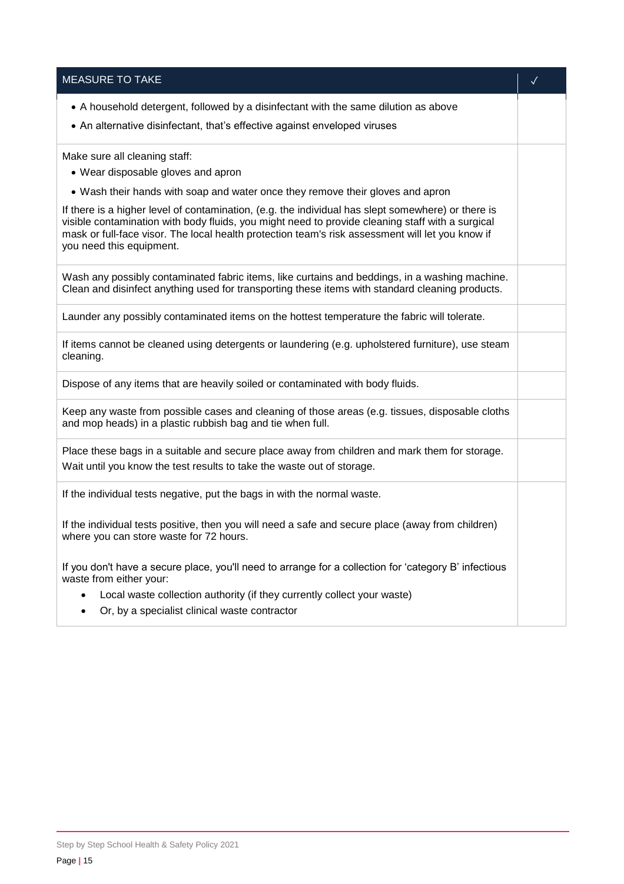| MEASURE TO TAKE | ✓ |
|---|---|
| • A household detergent, followed by a disinfectant with the same dilution as above<br>• An alternative disinfectant, that's effective against enveloped viruses | |
| Make sure all cleaning staff:<br>• Wear disposable gloves and apron<br>• Wash their hands with soap and water once they remove their gloves and apron<br>If there is a higher level of contamination, (e.g. the individual has slept somewhere) or there is visible contamination with body fluids, you might need to provide cleaning staff with a surgical mask or full-face visor. The local health protection team's risk assessment will let you know if you need this equipment. | |
| Wash any possibly contaminated fabric items, like curtains and beddings, in a washing machine. Clean and disinfect anything used for transporting these items with standard cleaning products. | |
| Launder any possibly contaminated items on the hottest temperature the fabric will tolerate. | |
| If items cannot be cleaned using detergents or laundering (e.g. upholstered furniture), use steam cleaning. | |
| Dispose of any items that are heavily soiled or contaminated with body fluids. | |
| Keep any waste from possible cases and cleaning of those areas (e.g. tissues, disposable cloths and mop heads) in a plastic rubbish bag and tie when full. | |
| Place these bags in a suitable and secure place away from children and mark them for storage.<br>Wait until you know the test results to take the waste out of storage. | |
| If the individual tests negative, put the bags in with the normal waste.<br><br>If the individual tests positive, then you will need a safe and secure place (away from children) where you can store waste for 72 hours.<br><br>If you don't have a secure place, you'll need to arrange for a collection for 'category B' infectious waste from either your:<br>• Local waste collection authority (if they currently collect your waste)<br>• Or, by a specialist clinical waste contractor | |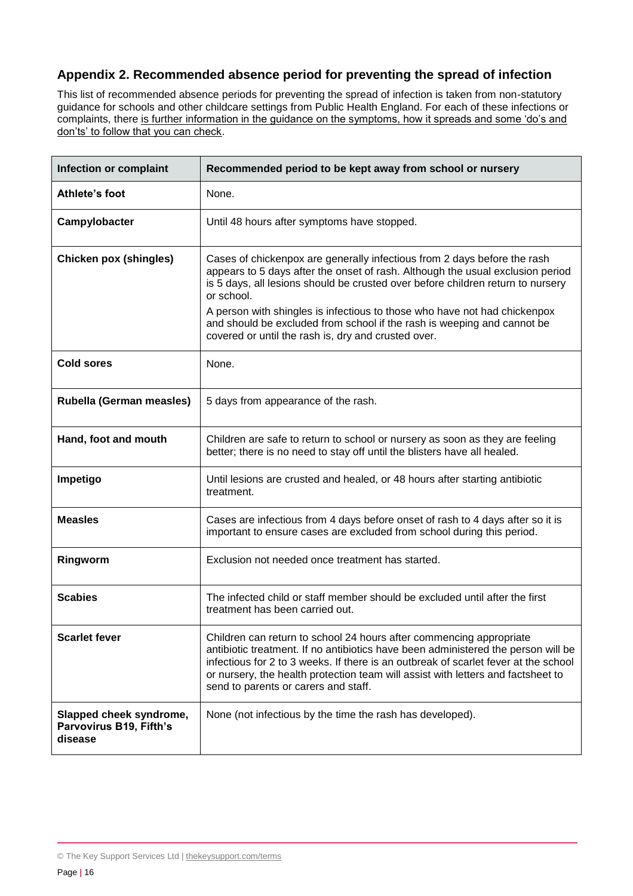## Appendix 2. Recommended absence period for preventing the spread of infection

This list of recommended absence periods for preventing the spread of infection is taken from non-statutory guidance for schools and other childcare settings from Public Health England. For each of these infections or complaints, there is further information in the guidance on the symptoms, how it spreads and some 'do's and don'ts' to follow that you can check.

| Infection or complaint | Recommended period to be kept away from school or nursery |
|---|---|
| **Athlete's foot** | None. |
| **Campylobacter** | Until 48 hours after symptoms have stopped. |
| **Chicken pox (shingles)** | Cases of chickenpox are generally infectious from 2 days before the rash appears to 5 days after the onset of rash. Although the usual exclusion period is 5 days, all lesions should be crusted over before children return to nursery or school.<br>A person with shingles is infectious to those who have not had chickenpox and should be excluded from school if the rash is weeping and cannot be covered or until the rash is, dry and crusted over. |
| **Cold sores** | None. |
| **Rubella (German measles)** | 5 days from appearance of the rash. |
| **Hand, foot and mouth** | Children are safe to return to school or nursery as soon as they are feeling better; there is no need to stay off until the blisters have all healed. |
| **Impetigo** | Until lesions are crusted and healed, or 48 hours after starting antibiotic treatment. |
| **Measles** | Cases are infectious from 4 days before onset of rash to 4 days after so it is important to ensure cases are excluded from school during this period. |
| **Ringworm** | Exclusion not needed once treatment has started. |
| **Scabies** | The infected child or staff member should be excluded until after the first treatment has been carried out. |
| **Scarlet fever** | Children can return to school 24 hours after commencing appropriate antibiotic treatment. If no antibiotics have been administered the person will be infectious for 2 to 3 weeks. If there is an outbreak of scarlet fever at the school or nursery, the health protection team will assist with letters and factsheet to send to parents or carers and staff. |
| **Slapped cheek syndrome, Parvovirus B19, Fifth's disease** | None (not infectious by the time the rash has developed). |

© The Key Support Services Ltd | thekeysupport.com/terms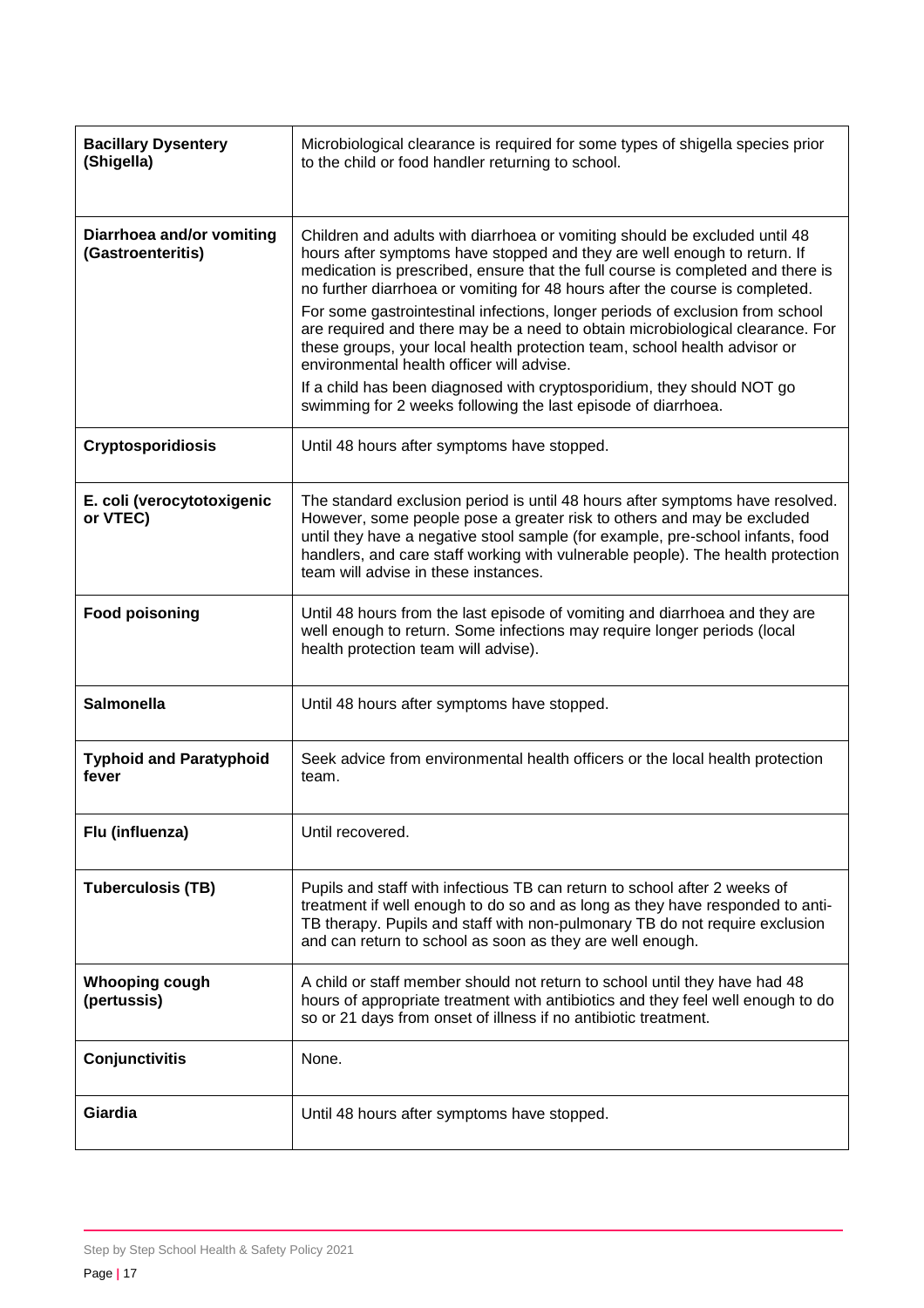| | |
|---|---|
| **Bacillary Dysentery (Shigella)** | Microbiological clearance is required for some types of shigella species prior to the child or food handler returning to school. |
| **Diarrhoea and/or vomiting (Gastroenteritis)** | Children and adults with diarrhoea or vomiting should be excluded until 48 hours after symptoms have stopped and they are well enough to return. If medication is prescribed, ensure that the full course is completed and there is no further diarrhoea or vomiting for 48 hours after the course is completed.<br>For some gastrointestinal infections, longer periods of exclusion from school are required and there may be a need to obtain microbiological clearance. For these groups, your local health protection team, school health advisor or environmental health officer will advise.<br>If a child has been diagnosed with cryptosporidium, they should NOT go swimming for 2 weeks following the last episode of diarrhoea. |
| **Cryptosporidiosis** | Until 48 hours after symptoms have stopped. |
| **E. coli (verocytotoxigenic or VTEC)** | The standard exclusion period is until 48 hours after symptoms have resolved. However, some people pose a greater risk to others and may be excluded until they have a negative stool sample (for example, pre-school infants, food handlers, and care staff working with vulnerable people). The health protection team will advise in these instances. |
| **Food poisoning** | Until 48 hours from the last episode of vomiting and diarrhoea and they are well enough to return. Some infections may require longer periods (local health protection team will advise). |
| **Salmonella** | Until 48 hours after symptoms have stopped. |
| **Typhoid and Paratyphoid fever** | Seek advice from environmental health officers or the local health protection team. |
| **Flu (influenza)** | Until recovered. |
| **Tuberculosis (TB)** | Pupils and staff with infectious TB can return to school after 2 weeks of treatment if well enough to do so and as long as they have responded to anti-TB therapy. Pupils and staff with non-pulmonary TB do not require exclusion and can return to school as soon as they are well enough. |
| **Whooping cough (pertussis)** | A child or staff member should not return to school until they have had 48 hours of appropriate treatment with antibiotics and they feel well enough to do so or 21 days from onset of illness if no antibiotic treatment. |
| **Conjunctivitis** | None. |
| **Giardia** | Until 48 hours after symptoms have stopped. |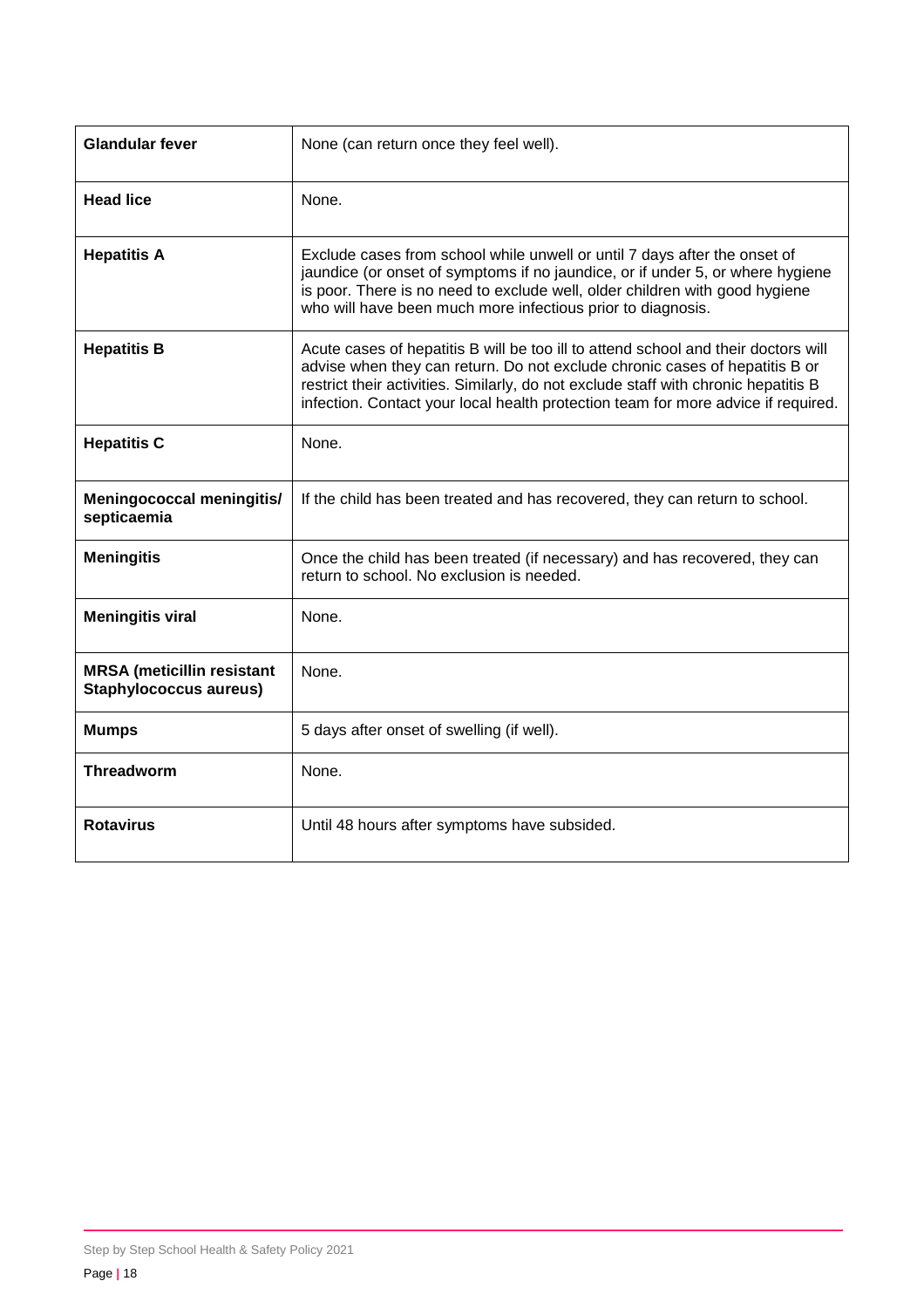| | |
|---|---|
| **Glandular fever** | None (can return once they feel well). |
| **Head lice** | None. |
| **Hepatitis A** | Exclude cases from school while unwell or until 7 days after the onset of jaundice (or onset of symptoms if no jaundice, or if under 5, or where hygiene is poor. There is no need to exclude well, older children with good hygiene who will have been much more infectious prior to diagnosis. |
| **Hepatitis B** | Acute cases of hepatitis B will be too ill to attend school and their doctors will advise when they can return. Do not exclude chronic cases of hepatitis B or restrict their activities. Similarly, do not exclude staff with chronic hepatitis B infection. Contact your local health protection team for more advice if required. |
| **Hepatitis C** | None. |
| **Meningococcal meningitis/ septicaemia** | If the child has been treated and has recovered, they can return to school. |
| **Meningitis** | Once the child has been treated (if necessary) and has recovered, they can return to school. No exclusion is needed. |
| **Meningitis viral** | None. |
| **MRSA (meticillin resistant Staphylococcus aureus)** | None. |
| **Mumps** | 5 days after onset of swelling (if well). |
| **Threadworm** | None. |
| **Rotavirus** | Until 48 hours after symptoms have subsided. |